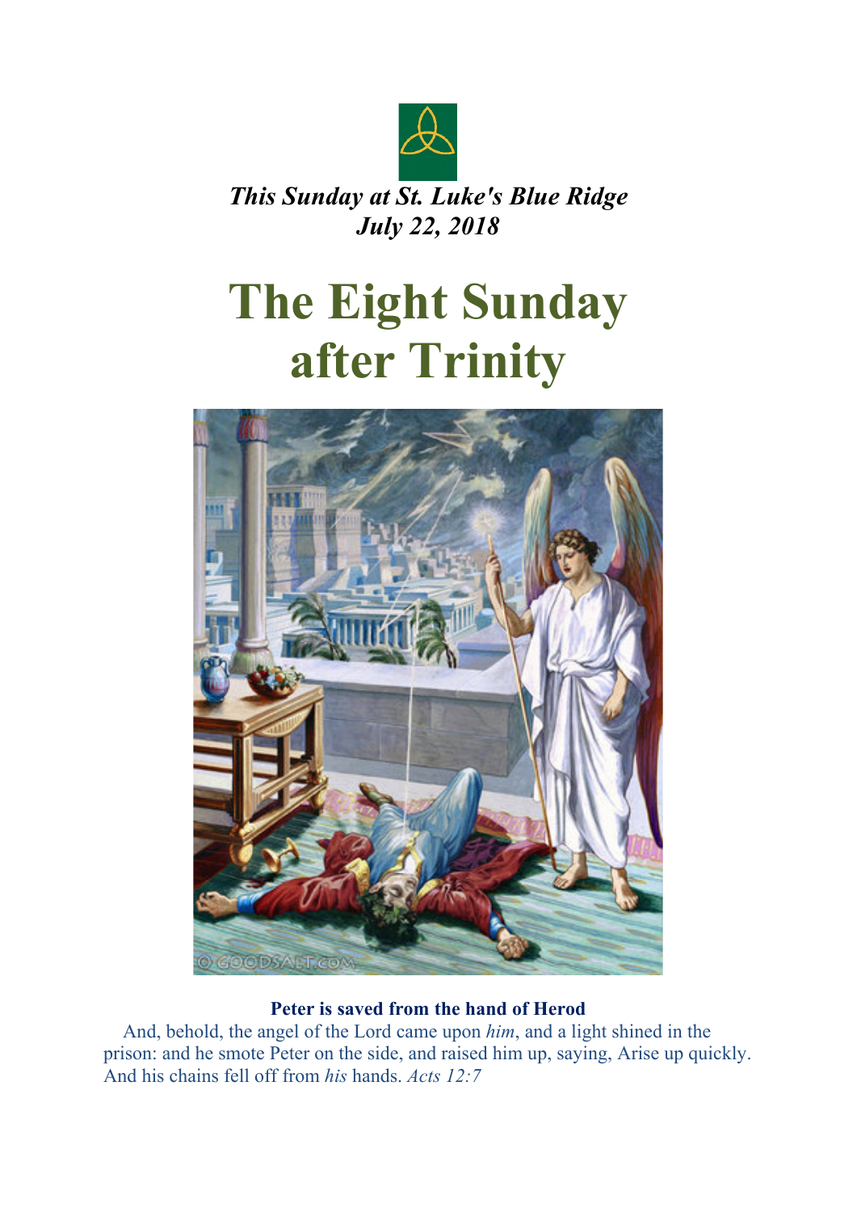*This Sunday at St. Luke's Blue Ridge*
*July 22, 2018*

# The Eight Sunday after Trinity

**Peter is saved from the hand of Herod**

And, behold, the angel of the Lord came upon *him*, and a light shined in the prison: and he smote Peter on the side, and raised him up, saying, Arise up quickly. And his chains fell off from *his* hands. *Acts 12:7*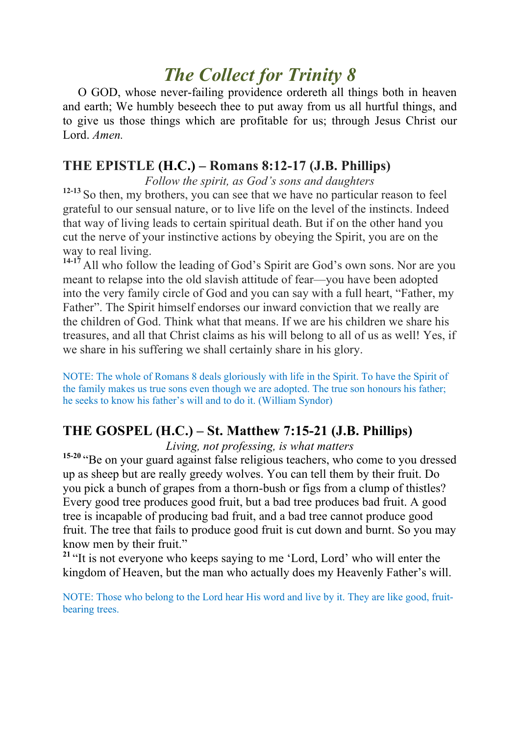# *The Collect for Trinity 8*

O GOD, whose never-failing providence ordereth all things both in heaven and earth; We humbly beseech thee to put away from us all hurtful things, and to give us those things which are profitable for us; through Jesus Christ our Lord. *Amen.*

## THE EPISTLE (H.C.) – Romans 8:12-17 (J.B. Phillips)

*Follow the spirit, as God's sons and daughters*

**12-13** So then, my brothers, you can see that we have no particular reason to feel grateful to our sensual nature, or to live life on the level of the instincts. Indeed that way of living leads to certain spiritual death. But if on the other hand you cut the nerve of your instinctive actions by obeying the Spirit, you are on the way to real living.

**14-17** All who follow the leading of God's Spirit are God's own sons. Nor are you meant to relapse into the old slavish attitude of fear—you have been adopted into the very family circle of God and you can say with a full heart, "Father, my Father". The Spirit himself endorses our inward conviction that we really are the children of God. Think what that means. If we are his children we share his treasures, and all that Christ claims as his will belong to all of us as well! Yes, if we share in his suffering we shall certainly share in his glory.

NOTE: The whole of Romans 8 deals gloriously with life in the Spirit. To have the Spirit of the family makes us true sons even though we are adopted. The true son honours his father; he seeks to know his father's will and to do it. (William Syndor)

## THE GOSPEL (H.C.) – St. Matthew 7:15-21 (J.B. Phillips)

*Living, not professing, is what matters*

**15-20** "Be on your guard against false religious teachers, who come to you dressed up as sheep but are really greedy wolves. You can tell them by their fruit. Do you pick a bunch of grapes from a thorn-bush or figs from a clump of thistles? Every good tree produces good fruit, but a bad tree produces bad fruit. A good tree is incapable of producing bad fruit, and a bad tree cannot produce good fruit. The tree that fails to produce good fruit is cut down and burnt. So you may know men by their fruit."

**21** "It is not everyone who keeps saying to me 'Lord, Lord' who will enter the kingdom of Heaven, but the man who actually does my Heavenly Father's will.

NOTE: Those who belong to the Lord hear His word and live by it. They are like good, fruit-bearing trees.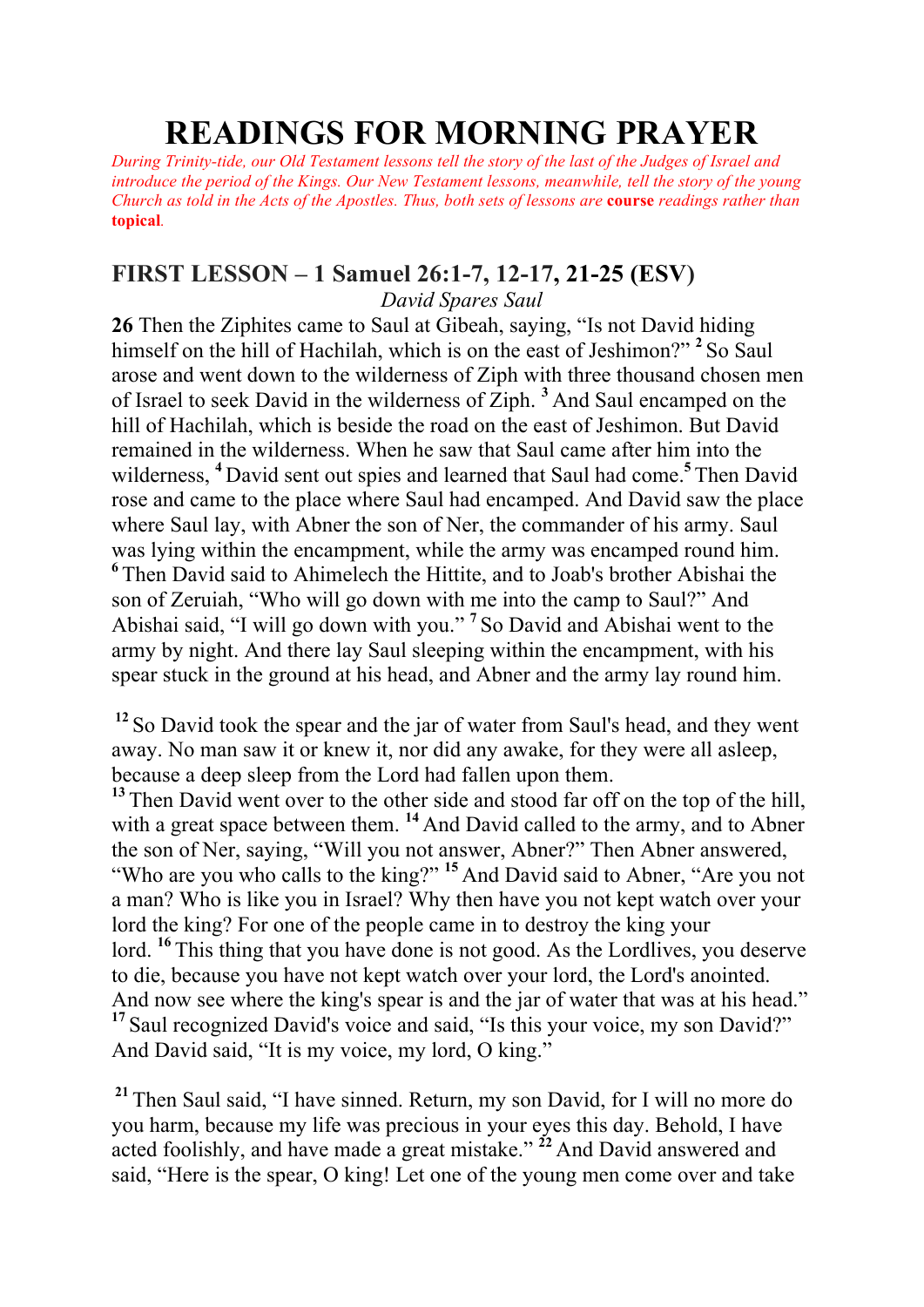# READINGS FOR MORNING PRAYER

*During Trinity-tide, our Old Testament lessons tell the story of the last of the Judges of Israel and introduce the period of the Kings. Our New Testament lessons, meanwhile, tell the story of the young Church as told in the Acts of the Apostles. Thus, both sets of lessons are* **course** *readings rather than* **topical***.*

## FIRST LESSON – 1 Samuel 26:1-7, 12-17, 21-25 (ESV)

*David Spares Saul*

**26** Then the Ziphites came to Saul at Gibeah, saying, "Is not David hiding himself on the hill of Hachilah, which is on the east of Jeshimon?" [2] So Saul arose and went down to the wilderness of Ziph with three thousand chosen men of Israel to seek David in the wilderness of Ziph. [3] And Saul encamped on the hill of Hachilah, which is beside the road on the east of Jeshimon. But David remained in the wilderness. When he saw that Saul came after him into the wilderness, [4] David sent out spies and learned that Saul had come.[5] Then David rose and came to the place where Saul had encamped. And David saw the place where Saul lay, with Abner the son of Ner, the commander of his army. Saul was lying within the encampment, while the army was encamped round him. [6] Then David said to Ahimelech the Hittite, and to Joab's brother Abishai the son of Zeruiah, "Who will go down with me into the camp to Saul?" And Abishai said, "I will go down with you." [7] So David and Abishai went to the army by night. And there lay Saul sleeping within the encampment, with his spear stuck in the ground at his head, and Abner and the army lay round him.

[12] So David took the spear and the jar of water from Saul's head, and they went away. No man saw it or knew it, nor did any awake, for they were all asleep, because a deep sleep from the Lord had fallen upon them.
[13] Then David went over to the other side and stood far off on the top of the hill, with a great space between them. [14] And David called to the army, and to Abner the son of Ner, saying, "Will you not answer, Abner?" Then Abner answered, "Who are you who calls to the king?" [15] And David said to Abner, "Are you not a man? Who is like you in Israel? Why then have you not kept watch over your lord the king? For one of the people came in to destroy the king your lord. [16] This thing that you have done is not good. As the Lordlives, you deserve to die, because you have not kept watch over your lord, the Lord's anointed. And now see where the king's spear is and the jar of water that was at his head."
[17] Saul recognized David's voice and said, "Is this your voice, my son David?" And David said, "It is my voice, my lord, O king."

[21] Then Saul said, "I have sinned. Return, my son David, for I will no more do you harm, because my life was precious in your eyes this day. Behold, I have acted foolishly, and have made a great mistake." [22] And David answered and said, "Here is the spear, O king! Let one of the young men come over and take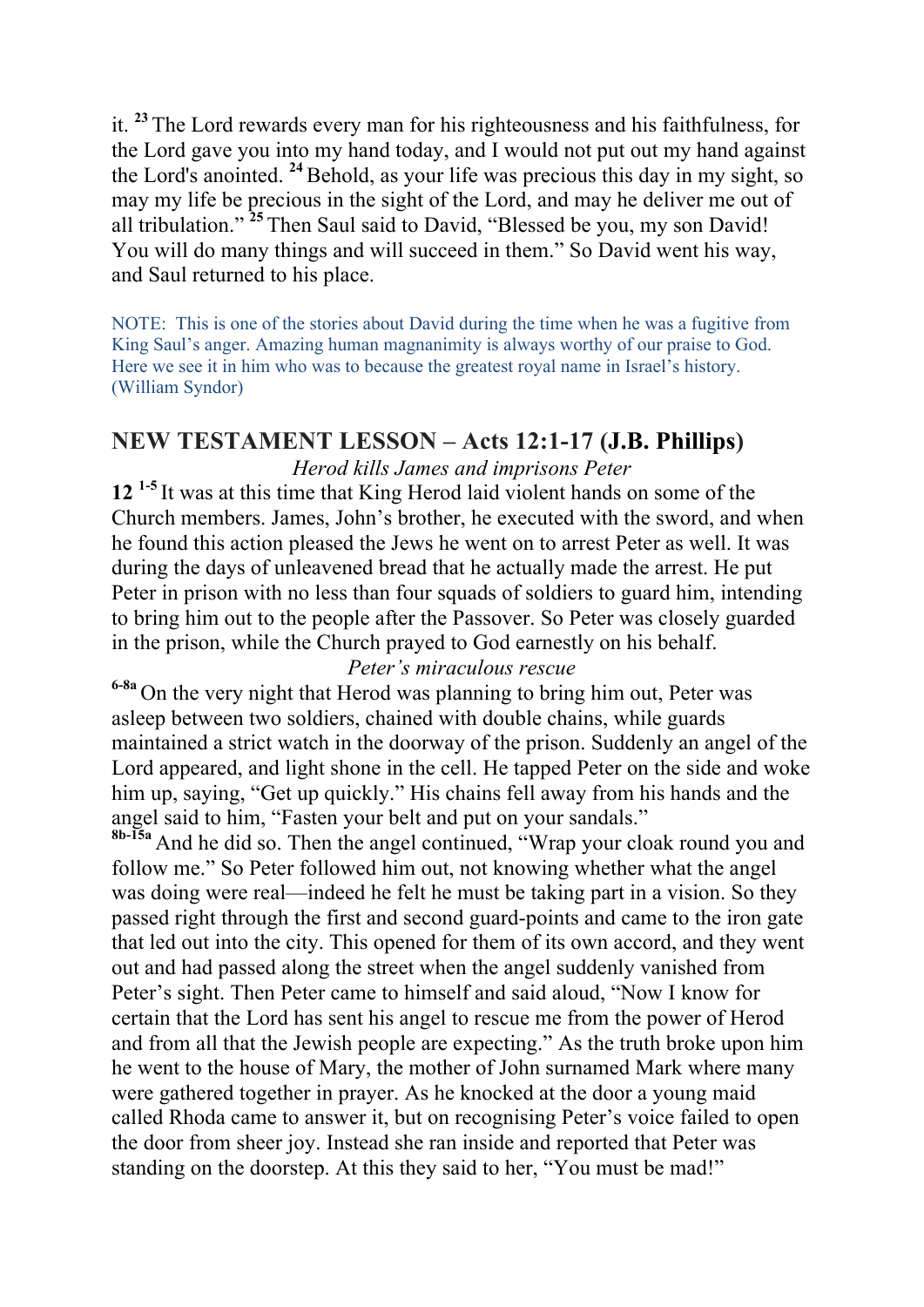it. [23] The Lord rewards every man for his righteousness and his faithfulness, for the Lord gave you into my hand today, and I would not put out my hand against the Lord's anointed. [24] Behold, as your life was precious this day in my sight, so may my life be precious in the sight of the Lord, and may he deliver me out of all tribulation." [25] Then Saul said to David, "Blessed be you, my son David! You will do many things and will succeed in them." So David went his way, and Saul returned to his place.

NOTE: This is one of the stories about David during the time when he was a fugitive from King Saul's anger. Amazing human magnanimity is always worthy of our praise to God. Here we see it in him who was to because the greatest royal name in Israel's history. (William Syndor)

## NEW TESTAMENT LESSON – Acts 12:1-17 (J.B. Phillips)

*Herod kills James and imprisons Peter*

**12** [1-5] It was at this time that King Herod laid violent hands on some of the Church members. James, John's brother, he executed with the sword, and when he found this action pleased the Jews he went on to arrest Peter as well. It was during the days of unleavened bread that he actually made the arrest. He put Peter in prison with no less than four squads of soldiers to guard him, intending to bring him out to the people after the Passover. So Peter was closely guarded in the prison, while the Church prayed to God earnestly on his behalf.

*Peter's miraculous rescue*

[6-8a] On the very night that Herod was planning to bring him out, Peter was asleep between two soldiers, chained with double chains, while guards maintained a strict watch in the doorway of the prison. Suddenly an angel of the Lord appeared, and light shone in the cell. He tapped Peter on the side and woke him up, saying, "Get up quickly." His chains fell away from his hands and the angel said to him, "Fasten your belt and put on your sandals."

[8b-15a] And he did so. Then the angel continued, "Wrap your cloak round you and follow me." So Peter followed him out, not knowing whether what the angel was doing were real—indeed he felt he must be taking part in a vision. So they passed right through the first and second guard-points and came to the iron gate that led out into the city. This opened for them of its own accord, and they went out and had passed along the street when the angel suddenly vanished from Peter's sight. Then Peter came to himself and said aloud, "Now I know for certain that the Lord has sent his angel to rescue me from the power of Herod and from all that the Jewish people are expecting." As the truth broke upon him he went to the house of Mary, the mother of John surnamed Mark where many were gathered together in prayer. As he knocked at the door a young maid called Rhoda came to answer it, but on recognising Peter's voice failed to open the door from sheer joy. Instead she ran inside and reported that Peter was standing on the doorstep. At this they said to her, "You must be mad!"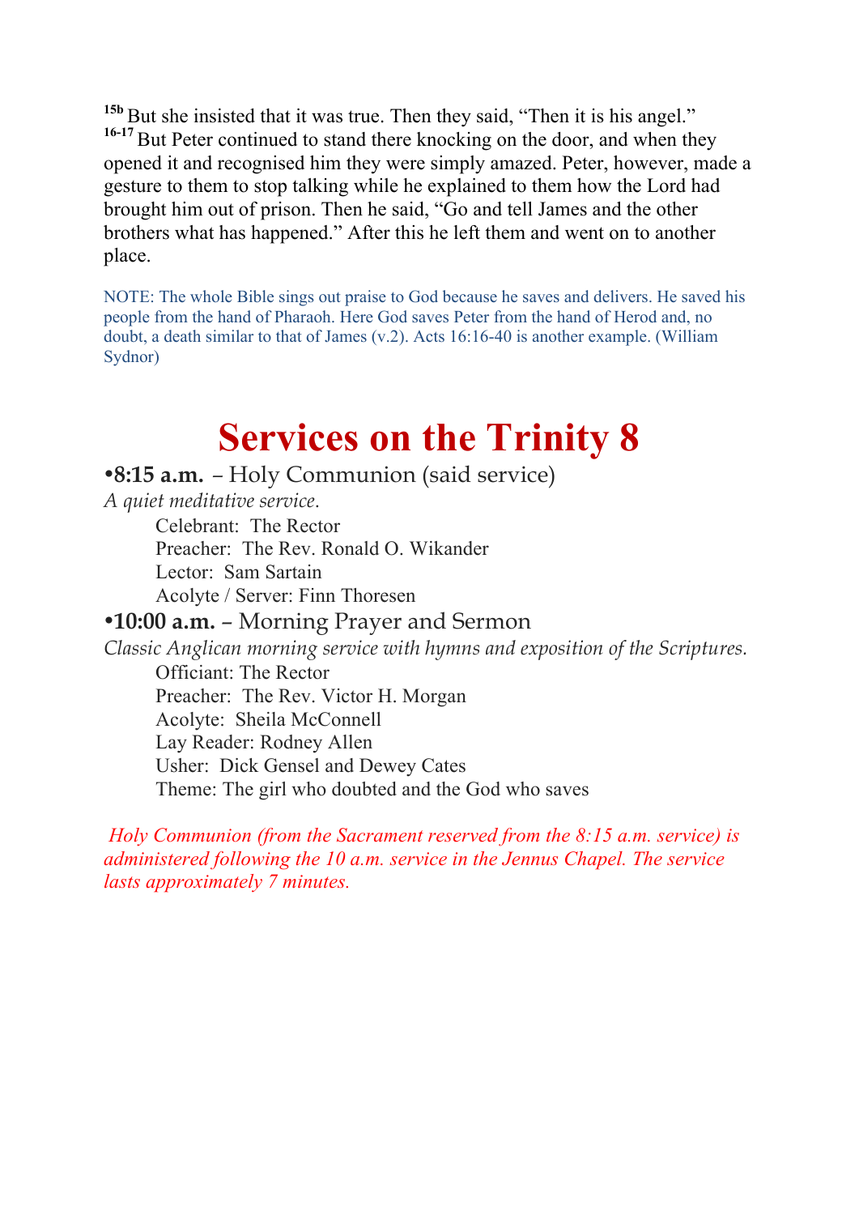[15b] But she insisted that it was true. Then they said, “Then it is his angel.”
[16-17] But Peter continued to stand there knocking on the door, and when they opened it and recognised him they were simply amazed. Peter, however, made a gesture to them to stop talking while he explained to them how the Lord had brought him out of prison. Then he said, “Go and tell James and the other brothers what has happened.” After this he left them and went on to another place.

NOTE: The whole Bible sings out praise to God because he saves and delivers. He saved his people from the hand of Pharaoh. Here God saves Peter from the hand of Herod and, no doubt, a death similar to that of James (v.2). Acts 16:16-40 is another example. (William Sydnor)

# Services on the Trinity 8

**•8:15 a.m.** – Holy Communion (said service)

*A quiet meditative service.*

Celebrant: The Rector
Preacher: The Rev. Ronald O. Wikander
Lector: Sam Sartain
Acolyte / Server: Finn Thoresen

**•10:00 a.m.** – Morning Prayer and Sermon

*Classic Anglican morning service with hymns and exposition of the Scriptures.*

Officiant: The Rector
Preacher: The Rev. Victor H. Morgan
Acolyte: Sheila McConnell
Lay Reader: Rodney Allen
Usher: Dick Gensel and Dewey Cates
Theme: The girl who doubted and the God who saves

*Holy Communion (from the Sacrament reserved from the 8:15 a.m. service) is administered following the 10 a.m. service in the Jennus Chapel. The service lasts approximately 7 minutes.*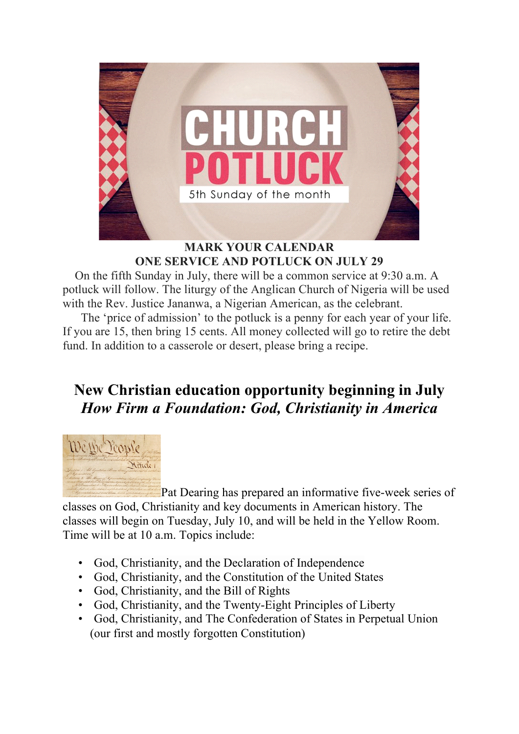**MARK YOUR CALENDAR**
**ONE SERVICE AND POTLUCK ON JULY 29**

On the fifth Sunday in July, there will be a common service at 9:30 a.m. A potluck will follow. The liturgy of the Anglican Church of Nigeria will be used with the Rev. Justice Jananwa, a Nigerian American, as the celebrant.

The 'price of admission' to the potluck is a penny for each year of your life. If you are 15, then bring 15 cents. All money collected will go to retire the debt fund. In addition to a casserole or desert, please bring a recipe.

## New Christian education opportunity beginning in July
## *How Firm a Foundation: God, Christianity in America*

Pat Dearing has prepared an informative five-week series of classes on God, Christianity and key documents in American history. The classes will begin on Tuesday, July 10, and will be held in the Yellow Room. Time will be at 10 a.m. Topics include:

- God, Christianity, and the Declaration of Independence
- God, Christianity, and the Constitution of the United States
- God, Christianity, and the Bill of Rights
- God, Christianity, and the Twenty-Eight Principles of Liberty
- God, Christianity, and The Confederation of States in Perpetual Union (our first and mostly forgotten Constitution)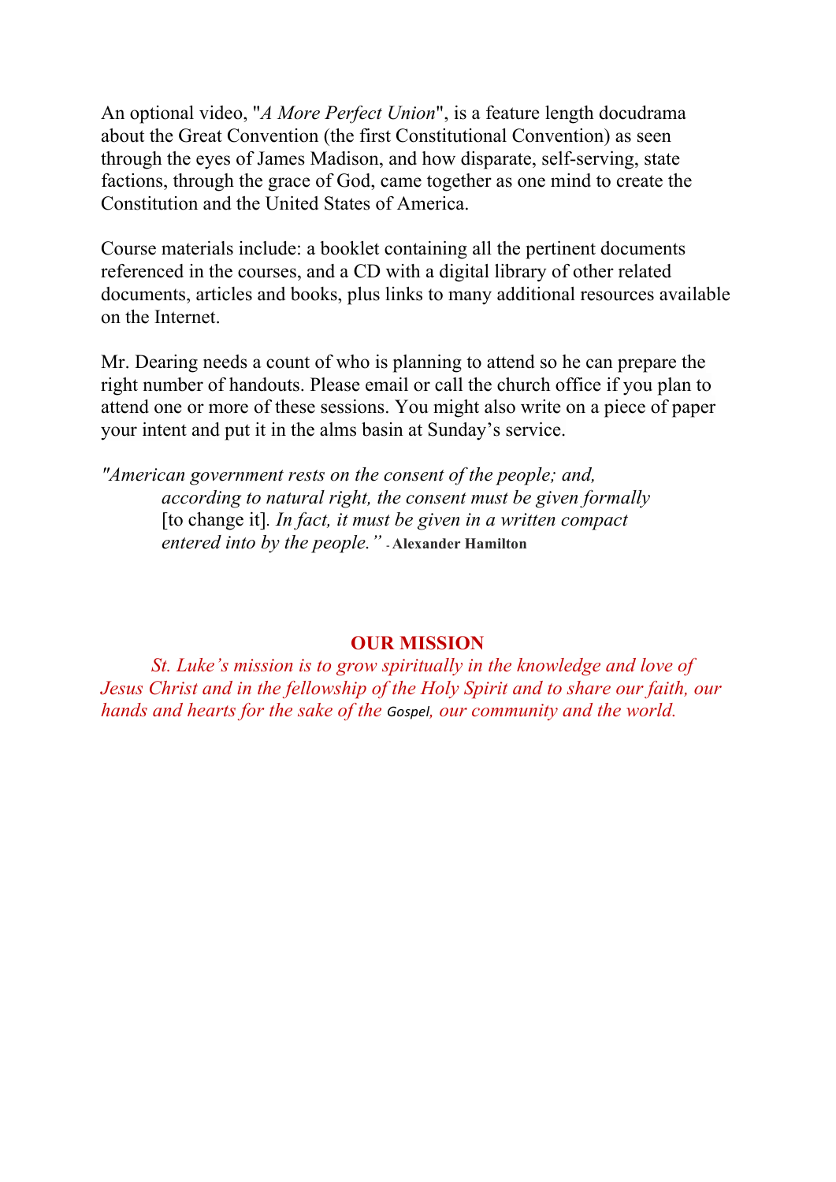An optional video, "*A More Perfect Union*", is a feature length docudrama about the Great Convention (the first Constitutional Convention) as seen through the eyes of James Madison, and how disparate, self-serving, state factions, through the grace of God, came together as one mind to create the Constitution and the United States of America.

Course materials include: a booklet containing all the pertinent documents referenced in the courses, and a CD with a digital library of other related documents, articles and books, plus links to many additional resources available on the Internet.

Mr. Dearing needs a count of who is planning to attend so he can prepare the right number of handouts. Please email or call the church office if you plan to attend one or more of these sessions. You might also write on a piece of paper your intent and put it in the alms basin at Sunday's service.

> *"American government rests on the consent of the people; and, according to natural right, the consent must be given formally* [to change it]. *In fact, it must be given in a written compact entered into by the people."* - **Alexander Hamilton**

## OUR MISSION

*St. Luke's mission is to grow spiritually in the knowledge and love of Jesus Christ and in the fellowship of the Holy Spirit and to share our faith, our hands and hearts for the sake of the Gospel, our community and the world.*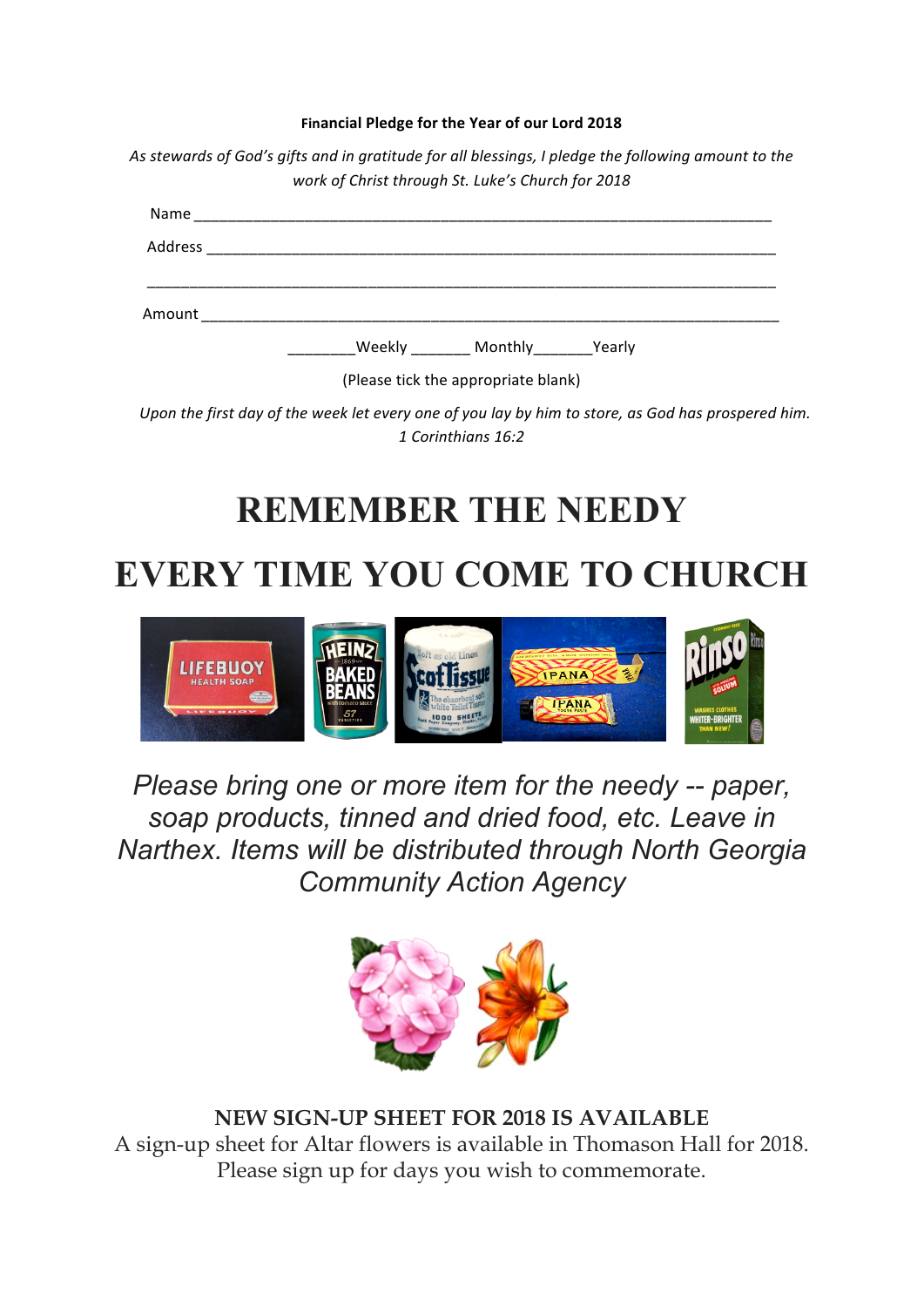**Financial Pledge for the Year of our Lord 2018**

*As stewards of God's gifts and in gratitude for all blessings, I pledge the following amount to the work of Christ through St. Luke's Church for 2018*

Name ______________________________________________________________________

Address ____________________________________________________________________

___________________________________________________________________________

Amount ____________________________________________________________________

________Weekly _______ Monthly_______Yearly

(Please tick the appropriate blank)

*Upon the first day of the week let every one of you lay by him to store, as God has prospered him. 1 Corinthians 16:2*

# REMEMBER THE NEEDY

# EVERY TIME YOU COME TO CHURCH

*Please bring one or more item for the needy -- paper, soap products, tinned and dried food, etc. Leave in Narthex. Items will be distributed through North Georgia Community Action Agency*

**NEW SIGN-UP SHEET FOR 2018 IS AVAILABLE**

A sign-up sheet for Altar flowers is available in Thomason Hall for 2018. Please sign up for days you wish to commemorate.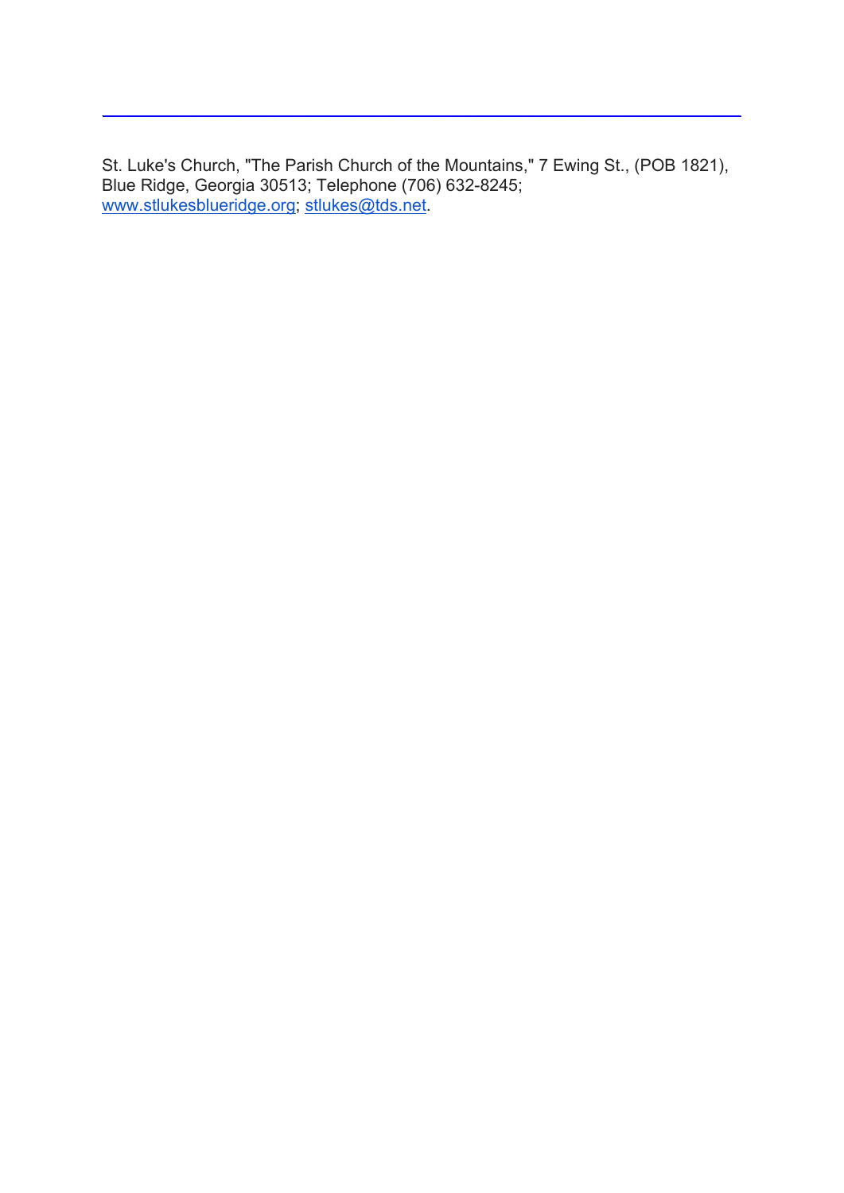---

St. Luke's Church, "The Parish Church of the Mountains," 7 Ewing St., (POB 1821), Blue Ridge, Georgia 30513; Telephone (706) 632-8245; [www.stlukesblueridge.org](http://www.stlukesblueridge.org); [stlukes@tds.net](mailto:stlukes@tds.net).